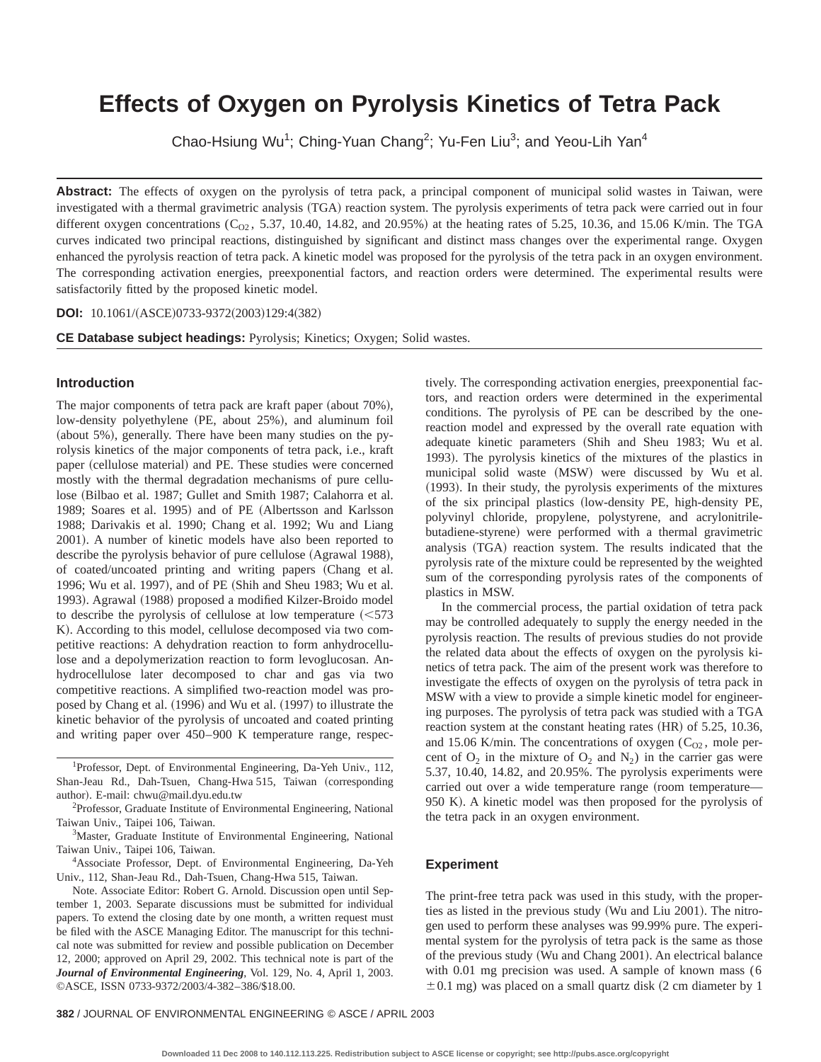# Effects of Oxygen on Pyrolysis Kinetics of Tetra Pack

Chao-Hsiung Wu[1]; Ching-Yuan Chang[2]; Yu-Fen Liu[3]; and Yeou-Lih Yan[4]

**Abstract:** The effects of oxygen on the pyrolysis of tetra pack, a principal component of municipal solid wastes in Taiwan, were investigated with a thermal gravimetric analysis (TGA) reaction system. The pyrolysis experiments of tetra pack were carried out in four different oxygen concentrations ($C_{O2}$, 5.37, 10.40, 14.82, and 20.95%) at the heating rates of 5.25, 10.36, and 15.06 K/min. The TGA curves indicated two principal reactions, distinguished by significant and distinct mass changes over the experimental range. Oxygen enhanced the pyrolysis reaction of tetra pack. A kinetic model was proposed for the pyrolysis of the tetra pack in an oxygen environment. The corresponding activation energies, preexponential factors, and reaction orders were determined. The experimental results were satisfactorily fitted by the proposed kinetic model.

**DOI:** 10.1061/(ASCE)0733-9372(2003)129:4(382)

**CE Database subject headings:** Pyrolysis; Kinetics; Oxygen; Solid wastes.

## Introduction

The major components of tetra pack are kraft paper (about 70%), low-density polyethylene (PE, about 25%), and aluminum foil (about 5%), generally. There have been many studies on the pyrolysis kinetics of the major components of tetra pack, i.e., kraft paper (cellulose material) and PE. These studies were concerned mostly with the thermal degradation mechanisms of pure cellulose (Bilbao et al. 1987; Gullet and Smith 1987; Calahorra et al. 1989; Soares et al. 1995) and of PE (Albertsson and Karlsson 1988; Darivakis et al. 1990; Chang et al. 1992; Wu and Liang 2001). A number of kinetic models have also been reported to describe the pyrolysis behavior of pure cellulose (Agrawal 1988), of coated/uncoated printing and writing papers (Chang et al. 1996; Wu et al. 1997), and of PE (Shih and Sheu 1983; Wu et al. 1993). Agrawal (1988) proposed a modified Kilzer-Broido model to describe the pyrolysis of cellulose at low temperature (<573 K). According to this model, cellulose decomposed via two competitive reactions: A dehydration reaction to form anhydrocellulose and a depolymerization reaction to form levoglucosan. Anhydrocellulose later decomposed to char and gas via two competitive reactions. A simplified two-reaction model was proposed by Chang et al. (1996) and Wu et al. (1997) to illustrate the kinetic behavior of the pyrolysis of uncoated and coated printing and writing paper over 450–900 K temperature range, respectively. The corresponding activation energies, preexponential factors, and reaction orders were determined in the experimental conditions. The pyrolysis of PE can be described by the one-reaction model and expressed by the overall rate equation with adequate kinetic parameters (Shih and Sheu 1983; Wu et al. 1993). The pyrolysis kinetics of the mixtures of the plastics in municipal solid waste (MSW) were discussed by Wu et al. (1993). In their study, the pyrolysis experiments of the mixtures of the six principal plastics (low-density PE, high-density PE, polyvinyl chloride, propylene, polystyrene, and acrylonitrile-butadiene-styrene) were performed with a thermal gravimetric analysis (TGA) reaction system. The results indicated that the pyrolysis rate of the mixture could be represented by the weighted sum of the corresponding pyrolysis rates of the components of plastics in MSW.

In the commercial process, the partial oxidation of tetra pack may be controlled adequately to supply the energy needed in the pyrolysis reaction. The results of previous studies do not provide the related data about the effects of oxygen on the pyrolysis kinetics of tetra pack. The aim of the present work was therefore to investigate the effects of oxygen on the pyrolysis of tetra pack in MSW with a view to provide a simple kinetic model for engineering purposes. The pyrolysis of tetra pack was studied with a TGA reaction system at the constant heating rates (HR) of 5.25, 10.36, and 15.06 K/min. The concentrations of oxygen ($C_{O2}$, mole percent of $O_2$ in the mixture of $O_2$ and $N_2$) in the carrier gas were 5.37, 10.40, 14.82, and 20.95%. The pyrolysis experiments were carried out over a wide temperature range (room temperature—950 K). A kinetic model was then proposed for the pyrolysis of the tetra pack in an oxygen environment.

## Experiment

The print-free tetra pack was used in this study, with the properties as listed in the previous study (Wu and Liu 2001). The nitrogen used to perform these analyses was 99.99% pure. The experimental system for the pyrolysis of tetra pack is the same as those of the previous study (Wu and Chang 2001). An electrical balance with 0.01 mg precision was used. A sample of known mass (6 $\pm 0.1$ mg) was placed on a small quartz disk (2 cm diameter by 1

---

[1]Professor, Dept. of Environmental Engineering, Da-Yeh Univ., 112, Shan-Jeau Rd., Dah-Tsuen, Chang-Hwa 515, Taiwan (corresponding author). E-mail: chwu@mail.dyu.edu.tw

[2]Professor, Graduate Institute of Environmental Engineering, National Taiwan Univ., Taipei 106, Taiwan.

[3]Master, Graduate Institute of Environmental Engineering, National Taiwan Univ., Taipei 106, Taiwan.

[4]Associate Professor, Dept. of Environmental Engineering, Da-Yeh Univ., 112, Shan-Jeau Rd., Dah-Tsuen, Chang-Hwa 515, Taiwan.

Note. Associate Editor: Robert G. Arnold. Discussion open until September 1, 2003. Separate discussions must be submitted for individual papers. To extend the closing date by one month, a written request must be filed with the ASCE Managing Editor. The manuscript for this technical note was submitted for review and possible publication on December 12, 2000; approved on April 29, 2002. This technical note is part of the *Journal of Environmental Engineering*, Vol. 129, No. 4, April 1, 2003. ©ASCE, ISSN 0733-9372/2003/4-382–386/$18.00.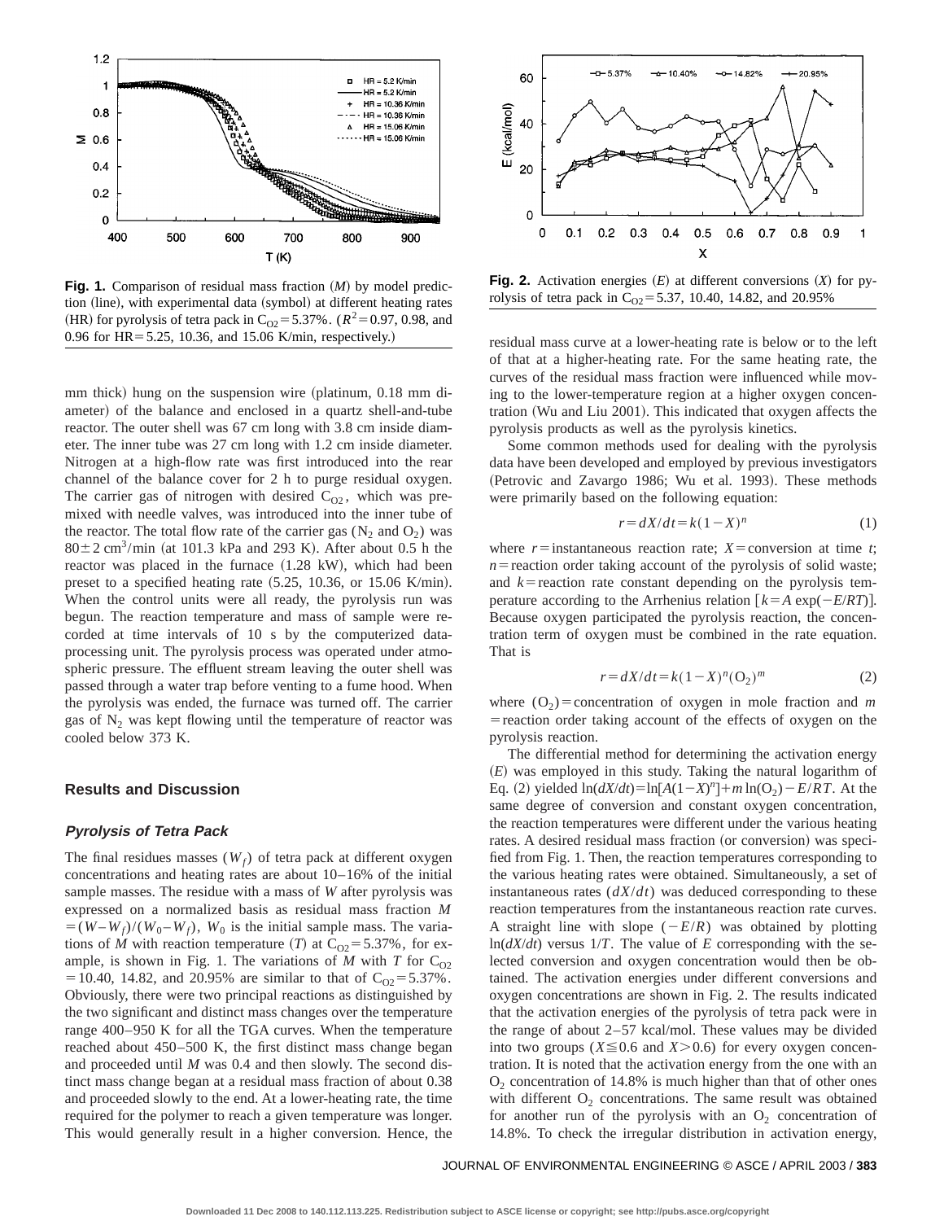**Fig. 1.** Comparison of residual mass fraction ($M$) by model prediction (line), with experimental data (symbol) at different heating rates (HR) for pyrolysis of tetra pack in $C_{O2}=5.37\%$. ($R^2=0.97$, 0.98, and 0.96 for HR=5.25, 10.36, and 15.06 K/min, respectively.)

**Fig. 2.** Activation energies ($E$) at different conversions ($X$) for pyrolysis of tetra pack in $C_{O2}=5.37$, 10.40, 14.82, and 20.95%

mm thick) hung on the suspension wire (platinum, 0.18 mm diameter) of the balance and enclosed in a quartz shell-and-tube reactor. The outer shell was 67 cm long with 3.8 cm inside diameter. The inner tube was 27 cm long with 1.2 cm inside diameter. Nitrogen at a high-flow rate was first introduced into the rear channel of the balance cover for 2 h to purge residual oxygen. The carrier gas of nitrogen with desired $C_{O2}$, which was premixed with needle valves, was introduced into the inner tube of the reactor. The total flow rate of the carrier gas ($N_2$ and $O_2$) was $80\pm 2\ cm^3/min$ (at 101.3 kPa and 293 K). After about 0.5 h the reactor was placed in the furnace (1.28 kW), which had been preset to a specified heating rate (5.25, 10.36, or 15.06 K/min). When the control units were all ready, the pyrolysis run was begun. The reaction temperature and mass of sample were recorded at time intervals of 10 s by the computerized data-processing unit. The pyrolysis process was operated under atmospheric pressure. The effluent stream leaving the outer shell was passed through a water trap before venting to a fume hood. When the pyrolysis was ended, the furnace was turned off. The carrier gas of $N_2$ was kept flowing until the temperature of reactor was cooled below 373 K.

## Results and Discussion

### *Pyrolysis of Tetra Pack*

The final residues masses ($W_f$) of tetra pack at different oxygen concentrations and heating rates are about 10–16% of the initial sample masses. The residue with a mass of $W$ after pyrolysis was expressed on a normalized basis as residual mass fraction $M=(W-W_f)/(W_0-W_f)$, $W_0$ is the initial sample mass. The variations of $M$ with reaction temperature ($T$) at $C_{O2}=5.37\%$, for example, is shown in Fig. 1. The variations of $M$ with $T$ for $C_{O2}=10.40$, 14.82, and 20.95% are similar to that of $C_{O2}=5.37\%$. Obviously, there were two principal reactions as distinguished by the two significant and distinct mass changes over the temperature range 400–950 K for all the TGA curves. When the temperature reached about 450–500 K, the first distinct mass change began and proceeded until $M$ was 0.4 and then slowly. The second distinct mass change began at a residual mass fraction of about 0.38 and proceeded slowly to the end. At a lower-heating rate, the time required for the polymer to reach a given temperature was longer. This would generally result in a higher conversion. Hence, the residual mass curve at a lower-heating rate is below or to the left of that at a higher-heating rate. For the same heating rate, the curves of the residual mass fraction were influenced while moving to the lower-temperature region at a higher oxygen concentration (Wu and Liu 2001). This indicated that oxygen affects the pyrolysis products as well as the pyrolysis kinetics.

Some common methods used for dealing with the pyrolysis data have been developed and employed by previous investigators (Petrovic and Zavargo 1986; Wu et al. 1993). These methods were primarily based on the following equation:

$$r=dX/dt=k(1-X)^n \quad (1)$$

where $r$=instantaneous reaction rate; $X$=conversion at time $t$; $n$=reaction order taking account of the pyrolysis of solid waste; and $k$=reaction rate constant depending on the pyrolysis temperature according to the Arrhenius relation [$k=A\exp(-E/RT)$]. Because oxygen participated the pyrolysis reaction, the concentration term of oxygen must be combined in the rate equation. That is

$$r=dX/dt=k(1-X)^n(O_2)^m \quad (2)$$

where $(O_2)$=concentration of oxygen in mole fraction and $m$=reaction order taking account of the effects of oxygen on the pyrolysis reaction.

The differential method for determining the activation energy ($E$) was employed in this study. Taking the natural logarithm of Eq. (2) yielded $\ln(dX/dt)=\ln[A(1-X)^n]+m\ln(O_2)-E/RT$. At the same degree of conversion and constant oxygen concentration, the reaction temperatures were different under the various heating rates. A desired residual mass fraction (or conversion) was specified from Fig. 1. Then, the reaction temperatures corresponding to the various heating rates were obtained. Simultaneously, a set of instantaneous rates ($dX/dt$) was deduced corresponding to these reaction temperatures from the instantaneous reaction rate curves. A straight line with slope ($-E/R$) was obtained by plotting $\ln(dX/dt)$ versus $1/T$. The value of $E$ corresponding with the selected conversion and oxygen concentration would then be obtained. The activation energies under different conversions and oxygen concentrations are shown in Fig. 2. The results indicated that the activation energies of the pyrolysis of tetra pack were in the range of about 2–57 kcal/mol. These values may be divided into two groups ($X\leqq 0.6$ and $X>0.6$) for every oxygen concentration. It is noted that the activation energy from the one with an $O_2$ concentration of 14.8% is much higher than that of other ones with different $O_2$ concentrations. The same result was obtained for another run of the pyrolysis with an $O_2$ concentration of 14.8%. To check the irregular distribution in activation energy,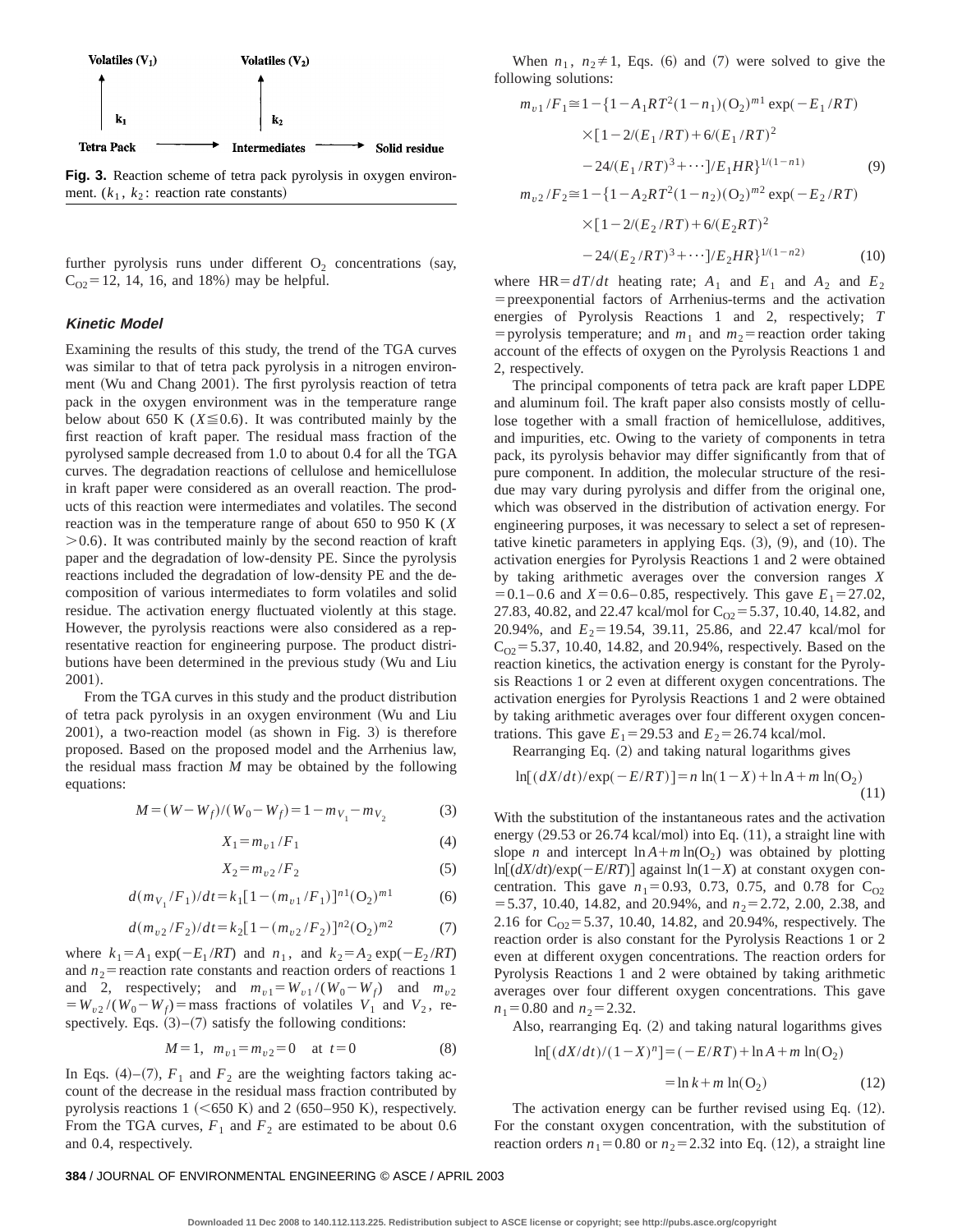Volatiles ($V_1$) Volatiles ($V_2$)

$k_1$ $k_2$

Tetra Pack ⟶ Intermediates ⟶ Solid residue

**Fig. 3.** Reaction scheme of tetra pack pyrolysis in oxygen environment. ($k_1$, $k_2$: reaction rate constants)

further pyrolysis runs under different $O_2$ concentrations (say, $C_{O2}=12$, 14, 16, and 18%) may be helpful.

### Kinetic Model

Examining the results of this study, the trend of the TGA curves was similar to that of tetra pack pyrolysis in a nitrogen environment (Wu and Chang 2001). The first pyrolysis reaction of tetra pack in the oxygen environment was in the temperature range below about 650 K ($X \leqq 0.6$). It was contributed mainly by the first reaction of kraft paper. The residual mass fraction of the pyrolysed sample decreased from 1.0 to about 0.4 for all the TGA curves. The degradation reactions of cellulose and hemicellulose in kraft paper were considered as an overall reaction. The products of this reaction were intermediates and volatiles. The second reaction was in the temperature range of about 650 to 950 K ($X > 0.6$). It was contributed mainly by the second reaction of kraft paper and the degradation of low-density PE. Since the pyrolysis reactions included the degradation of low-density PE and the decomposition of various intermediates to form volatiles and solid residue. The activation energy fluctuated violently at this stage. However, the pyrolysis reactions were also considered as a representative reaction for engineering purpose. The product distributions have been determined in the previous study (Wu and Liu 2001).

From the TGA curves in this study and the product distribution of tetra pack pyrolysis in an oxygen environment (Wu and Liu 2001), a two-reaction model (as shown in Fig. 3) is therefore proposed. Based on the proposed model and the Arrhenius law, the residual mass fraction $M$ may be obtained by the following equations:

$$M=(W-W_f)/(W_0-W_f)=1-m_{V_1}-m_{V_2} \tag{3}$$

$$X_1=m_{v1}/F_1 \tag{4}$$

$$X_2=m_{v2}/F_2 \tag{5}$$

$$d(m_{V_1}/F_1)/dt=k_1[1-(m_{v1}/F_1)]^{n1}(O_2)^{m1} \tag{6}$$

$$d(m_{v2}/F_2)/dt=k_2[1-(m_{v2}/F_2)]^{n2}(O_2)^{m2} \tag{7}$$

where $k_1=A_1\exp(-E_1/RT)$ and $n_1$, and $k_2=A_2\exp(-E_2/RT)$ and $n_2$ = reaction rate constants and reaction orders of reactions 1 and 2, respectively; and $m_{v1}=W_{v1}/(W_0-W_f)$ and $m_{v2}=W_{v2}/(W_0-W_f)$ = mass fractions of volatiles $V_1$ and $V_2$, respectively. Eqs. (3)–(7) satisfy the following conditions:

$$M=1,\quad m_{v1}=m_{v2}=0 \quad \text{at } t=0 \tag{8}$$

In Eqs. (4)–(7), $F_1$ and $F_2$ are the weighting factors taking account of the decrease in the residual mass fraction contributed by pyrolysis reactions 1 (<650 K) and 2 (650–950 K), respectively. From the TGA curves, $F_1$ and $F_2$ are estimated to be about 0.6 and 0.4, respectively.

When $n_1$, $n_2 \neq 1$, Eqs. (6) and (7) were solved to give the following solutions:

$$m_{v1}/F_1 \cong 1-\{1-A_1RT^2(1-n_1)(O_2)^{m1}\exp(-E_1/RT) \times[1-2/(E_1/RT)+6/(E_1/RT)^2-24/(E_1/RT)^3+\cdots]/E_1HR\}^{1/(1-n1)} \tag{9}$$

$$m_{v2}/F_2 \cong 1-\{1-A_2RT^2(1-n_2)(O_2)^{m2}\exp(-E_2/RT) \times[1-2/(E_2/RT)+6/(E_2RT)^2-24/(E_2/RT)^3+\cdots]/E_2HR\}^{1/(1-n2)} \tag{10}$$

where HR$=dT/dt$ heating rate; $A_1$ and $E_1$ and $A_2$ and $E_2$ = preexponential factors of Arrhenius-terms and the activation energies of Pyrolysis Reactions 1 and 2, respectively; $T$ = pyrolysis temperature; and $m_1$ and $m_2$ = reaction order taking account of the effects of oxygen on the Pyrolysis Reactions 1 and 2, respectively.

The principal components of tetra pack are kraft paper LDPE and aluminum foil. The kraft paper also consists mostly of cellulose together with a small fraction of hemicellulose, additives, and impurities, etc. Owing to the variety of components in tetra pack, its pyrolysis behavior may differ significantly from that of pure component. In addition, the molecular structure of the residue may vary during pyrolysis and differ from the original one, which was observed in the distribution of activation energy. For engineering purposes, it was necessary to select a set of representative kinetic parameters in applying Eqs. (3), (9), and (10). The activation energies for Pyrolysis Reactions 1 and 2 were obtained by taking arithmetic averages over the conversion ranges $X=0.1$–$0.6$ and $X=0.6$–$0.85$, respectively. This gave $E_1=27.02$, 27.83, 40.82, and 22.47 kcal/mol for $C_{O2}=5.37$, 10.40, 14.82, and 20.94%, and $E_2=19.54$, 39.11, 25.86, and 22.47 kcal/mol for $C_{O2}=5.37$, 10.40, 14.82, and 20.94%, respectively. Based on the reaction kinetics, the activation energy is constant for the Pyrolysis Reactions 1 or 2 even at different oxygen concentrations. The activation energies for Pyrolysis Reactions 1 and 2 were obtained by taking arithmetic averages over four different oxygen concentrations. This gave $E_1=29.53$ and $E_2=26.74$ kcal/mol.

Rearranging Eq. (2) and taking natural logarithms gives

$$\ln[(dX/dt)/\exp(-E/RT)]=n\ln(1-X)+\ln A+m\ln(O_2) \tag{11}$$

With the substitution of the instantaneous rates and the activation energy (29.53 or 26.74 kcal/mol) into Eq. (11), a straight line with slope $n$ and intercept $\ln A+m\ln(O_2)$ was obtained by plotting $\ln[(dX/dt)/\exp(-E/RT)]$ against $\ln(1-X)$ at constant oxygen concentration. This gave $n_1=0.93$, 0.73, 0.75, and 0.78 for $C_{O2}=5.37$, 10.40, 14.82, and 20.94%, and $n_2=2.72$, 2.00, 2.38, and 2.16 for $C_{O2}=5.37$, 10.40, 14.82, and 20.94%, respectively. The reaction order is also constant for the Pyrolysis Reactions 1 or 2 even at different oxygen concentrations. The reaction orders for Pyrolysis Reactions 1 and 2 were obtained by taking arithmetic averages over four different oxygen concentrations. This gave $n_1=0.80$ and $n_2=2.32$.

Also, rearranging Eq. (2) and taking natural logarithms gives

$$\ln[(dX/dt)/(1-X)^n]=(-E/RT)+\ln A+m\ln(O_2) = \ln k+m\ln(O_2) \tag{12}$$

The activation energy can be further revised using Eq. (12). For the constant oxygen concentration, with the substitution of reaction orders $n_1=0.80$ or $n_2=2.32$ into Eq. (12), a straight line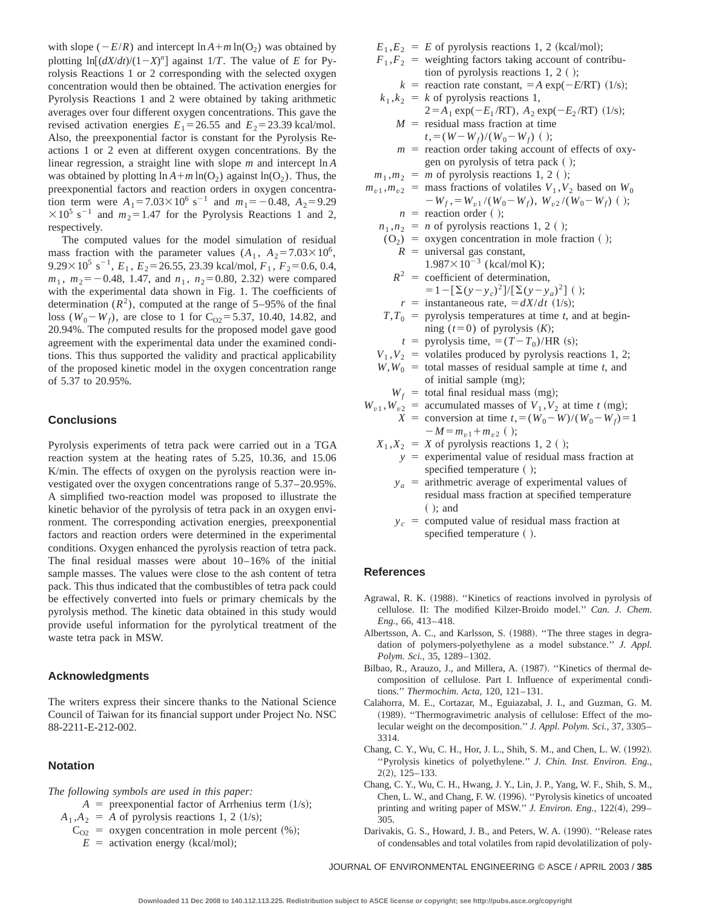with slope $(-E/R)$ and intercept $\ln A + m\ln(O_2)$ was obtained by plotting $\ln[(dX/dt)/(1-X)^n]$ against $1/T$. The value of $E$ for Pyrolysis Reactions 1 or 2 corresponding with the selected oxygen concentration would then be obtained. The activation energies for Pyrolysis Reactions 1 and 2 were obtained by taking arithmetic averages over four different oxygen concentrations. This gave the revised activation energies $E_1 = 26.55$ and $E_2 = 23.39$ kcal/mol. Also, the preexponential factor is constant for the Pyrolysis Reactions 1 or 2 even at different oxygen concentrations. By the linear regression, a straight line with slope $m$ and intercept $\ln A$ was obtained by plotting $\ln A + m\ln(O_2)$ against $\ln(O_2)$. Thus, the preexponential factors and reaction orders in oxygen concentration term were $A_1 = 7.03\times10^6$ s$^{-1}$ and $m_1 = -0.48$, $A_2 = 9.29\times10^5$ s$^{-1}$ and $m_2 = 1.47$ for the Pyrolysis Reactions 1 and 2, respectively.

The computed values for the model simulation of residual mass fraction with the parameter values ($A_1$, $A_2 = 7.03\times10^6$, $9.29\times10^5$ s$^{-1}$, $E_1$, $E_2 = 26.55$, 23.39 kcal/mol, $F_1$, $F_2 = 0.6$, 0.4, $m_1$, $m_2 = -0.48$, 1.47, and $n_1$, $n_2 = 0.80$, 2.32) were compared with the experimental data shown in Fig. 1. The coefficients of determination ($R^2$), computed at the range of 5–95% of the final loss ($W_0 - W_f$), are close to 1 for $C_{O2} = 5.37$, 10.40, 14.82, and 20.94%. The computed results for the proposed model gave good agreement with the experimental data under the examined conditions. This thus supported the validity and practical applicability of the proposed kinetic model in the oxygen concentration range of 5.37 to 20.95%.

## Conclusions

Pyrolysis experiments of tetra pack were carried out in a TGA reaction system at the heating rates of 5.25, 10.36, and 15.06 K/min. The effects of oxygen on the pyrolysis reaction were investigated over the oxygen concentrations range of 5.37–20.95%. A simplified two-reaction model was proposed to illustrate the kinetic behavior of the pyrolysis of tetra pack in an oxygen environment. The corresponding activation energies, preexponential factors and reaction orders were determined in the experimental conditions. Oxygen enhanced the pyrolysis reaction of tetra pack. The final residual masses were about 10–16% of the initial sample masses. The values were close to the ash content of tetra pack. This thus indicated that the combustibles of tetra pack could be effectively converted into fuels or primary chemicals by the pyrolysis method. The kinetic data obtained in this study would provide useful information for the pyrolytical treatment of the waste tetra pack in MSW.

## Acknowledgments

The writers express their sincere thanks to the National Science Council of Taiwan for its financial support under Project No. NSC 88-2211-E-212-002.

## Notation

*The following symbols are used in this paper:*

- $A$ = preexponential factor of Arrhenius term (1/s);
- $A_1, A_2$ = $A$ of pyrolysis reactions 1, 2 (1/s);
- $C_{O2}$ = oxygen concentration in mole percent (%);
- $E$ = activation energy (kcal/mol);
- $E_1, E_2$ = $E$ of pyrolysis reactions 1, 2 (kcal/mol);
- $F_1, F_2$ = weighting factors taking account of contribution of pyrolysis reactions 1, 2 ( );
- $k$ = reaction rate constant, $= A\exp(-E/RT)$ (1/s);
- $k_1, k_2$ = $k$ of pyrolysis reactions 1, $2 = A_1\exp(-E_1/RT)$, $A_2\exp(-E_2/RT)$ (1/s);
- $M$ = residual mass fraction at time $t, = (W - W_f)/(W_0 - W_f)$ ( );
- $m$ = reaction order taking account of effects of oxygen on pyrolysis of tetra pack ( );
- $m_1, m_2$ = $m$ of pyrolysis reactions 1, 2 ( );
- $m_{v1}, m_{v2}$ = mass fractions of volatiles $V_1, V_2$ based on $W_0 - W_f, = W_{v1}/(W_0 - W_f)$, $W_{v2}/(W_0 - W_f)$ ( );
- $n$ = reaction order ( );
- $n_1, n_2$ = $n$ of pyrolysis reactions 1, 2 ( );
- $(O_2)$ = oxygen concentration in mole fraction ( );
- $R$ = universal gas constant, $1.987\times10^{-3}$ (kcal/mol K);
- $R^2$ = coefficient of determination, $= 1 - [\Sigma(y - y_c)^2]/[\Sigma(y - y_a)^2]$ ( );
- $r$ = instantaneous rate, $= dX/dt$ (1/s);
- $T, T_0$ = pyrolysis temperatures at time $t$, and at beginning ($t = 0$) of pyrolysis (K);
- $t$ = pyrolysis time, $= (T - T_0)/\mathrm{HR}$ (s);
- $V_1, V_2$ = volatiles produced by pyrolysis reactions 1, 2;
- $W, W_0$ = total masses of residual sample at time $t$, and of initial sample (mg);
- $W_f$ = total final residual mass (mg);
- $W_{v1}, W_{v2}$ = accumulated masses of $V_1, V_2$ at time $t$ (mg);
- $X$ = conversion at time $t, = (W_0 - W)/(W_0 - W_f) = 1 - M = m_{v1} + m_{v2}$ ( );
- $X_1, X_2$ = $X$ of pyrolysis reactions 1, 2 ( );
- $y$ = experimental value of residual mass fraction at specified temperature ( );
- $y_a$ = arithmetic average of experimental values of residual mass fraction at specified temperature ( ); and
- $y_c$ = computed value of residual mass fraction at specified temperature ( ).

## References

Agrawal, R. K. (1988). "Kinetics of reactions involved in pyrolysis of cellulose. II: The modified Kilzer-Broido model." *Can. J. Chem. Eng.*, 66, 413–418.

Albertsson, A. C., and Karlsson, S. (1988). "The three stages in degradation of polymers-polyethylene as a model substance." *J. Appl. Polym. Sci.*, 35, 1289–1302.

Bilbao, R., Arauzo, J., and Millera, A. (1987). "Kinetics of thermal decomposition of cellulose. Part I. Influence of experimental conditions." *Thermochim. Acta*, 120, 121–131.

Calahorra, M. E., Cortazar, M., Eguiazabal, J. I., and Guzman, G. M. (1989). "Thermogravimetric analysis of cellulose: Effect of the molecular weight on the decomposition." *J. Appl. Polym. Sci.*, 37, 3305–3314.

Chang, C. Y., Wu, C. H., Hor, J. L., Shih, S. M., and Chen, L. W. (1992). "Pyrolysis kinetics of polyethylene." *J. Chin. Inst. Environ. Eng.*, 2(2), 125–133.

Chang, C. Y., Wu, C. H., Hwang, J. Y., Lin, J. P., Yang, W. F., Shih, S. M., Chen, L. W., and Chang, F. W. (1996). "Pyrolysis kinetics of uncoated printing and writing paper of MSW." *J. Environ. Eng.*, 122(4), 299–305.

Darivakis, G. S., Howard, J. B., and Peters, W. A. (1990). "Release rates of condensables and total volatiles from rapid devolatilization of poly-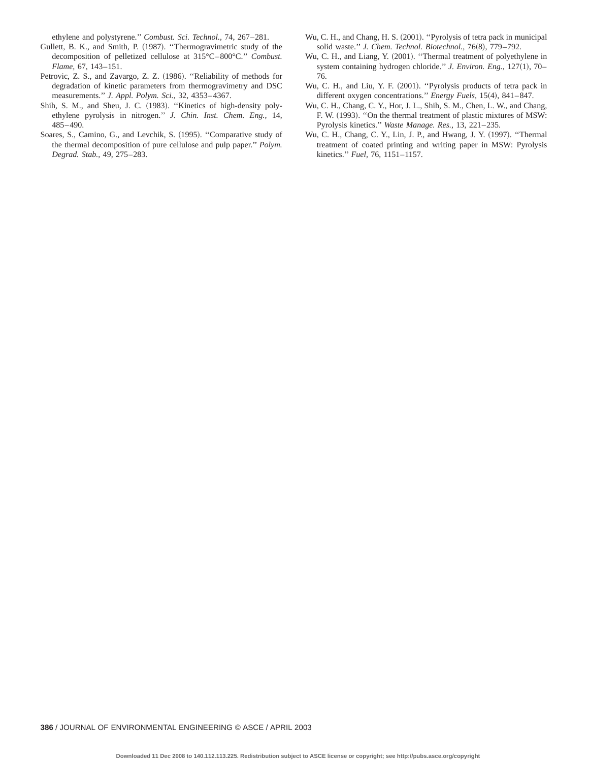ethylene and polystyrene.'' *Combust. Sci. Technol.*, 74, 267–281.

Gullett, B. K., and Smith, P. (1987). ''Thermogravimetric study of the decomposition of pelletized cellulose at 315°C–800°C.'' *Combust. Flame*, 67, 143–151.

Petrovic, Z. S., and Zavargo, Z. Z. (1986). ''Reliability of methods for degradation of kinetic parameters from thermogravimetry and DSC measurements.'' *J. Appl. Polym. Sci.*, 32, 4353–4367.

Shih, S. M., and Sheu, J. C. (1983). ''Kinetics of high-density polyethylene pyrolysis in nitrogen.'' *J. Chin. Inst. Chem. Eng.*, 14, 485–490.

Soares, S., Camino, G., and Levchik, S. (1995). ''Comparative study of the thermal decomposition of pure cellulose and pulp paper.'' *Polym. Degrad. Stab.*, 49, 275–283.

Wu, C. H., and Chang, H. S. (2001). ''Pyrolysis of tetra pack in municipal solid waste.'' *J. Chem. Technol. Biotechnol.*, 76(8), 779–792.

Wu, C. H., and Liang, Y. (2001). ''Thermal treatment of polyethylene in system containing hydrogen chloride.'' *J. Environ. Eng.*, 127(1), 70–76.

Wu, C. H., and Liu, Y. F. (2001). ''Pyrolysis products of tetra pack in different oxygen concentrations.'' *Energy Fuels*, 15(4), 841–847.

Wu, C. H., Chang, C. Y., Hor, J. L., Shih, S. M., Chen, L. W., and Chang, F. W. (1993). ''On the thermal treatment of plastic mixtures of MSW: Pyrolysis kinetics.'' *Waste Manage. Res.*, 13, 221–235.

Wu, C. H., Chang, C. Y., Lin, J. P., and Hwang, J. Y. (1997). ''Thermal treatment of coated printing and writing paper in MSW: Pyrolysis kinetics.'' *Fuel*, 76, 1151–1157.